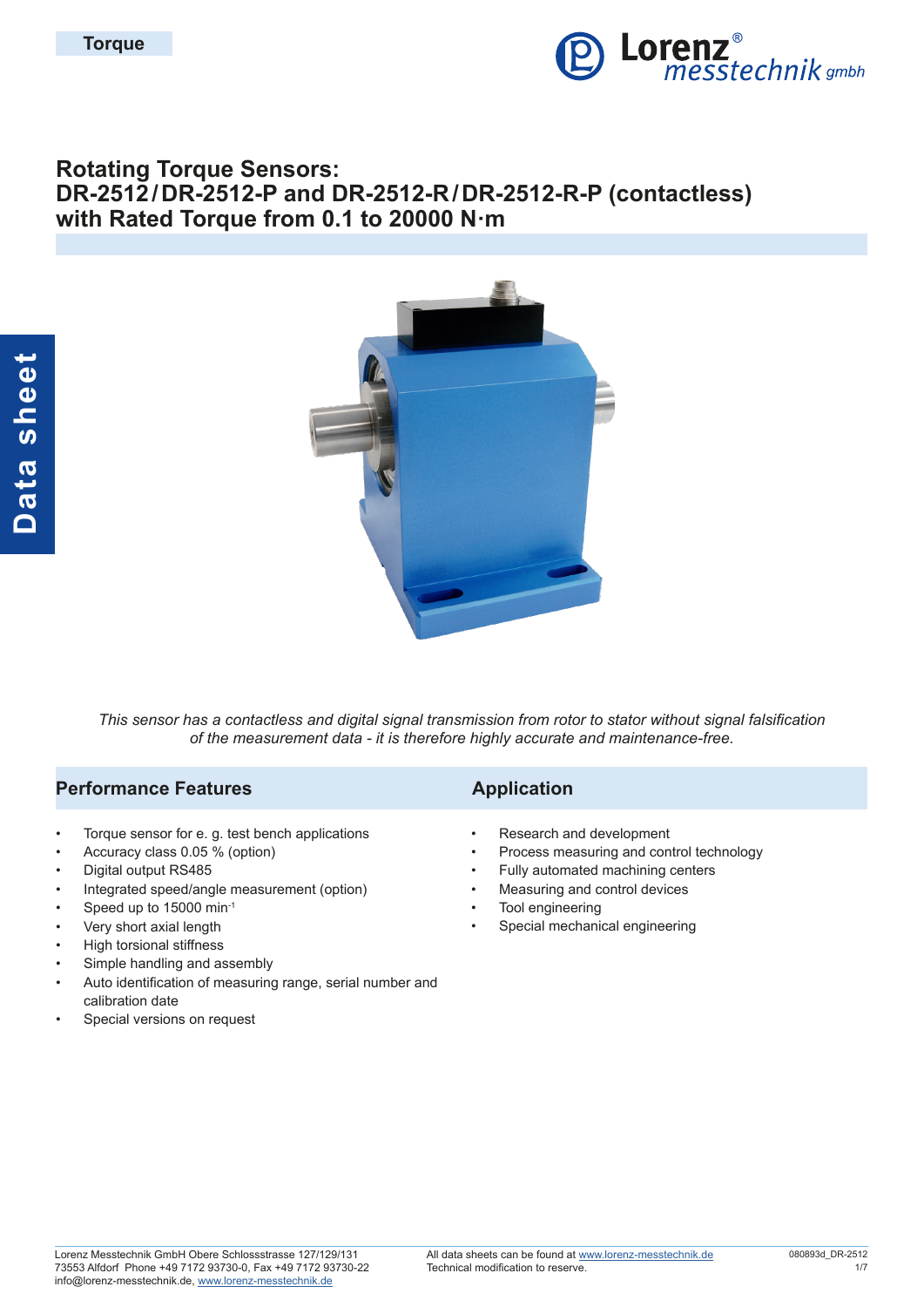Torque

# Rotating Torque Sensors: DR-2512 / DR-2512-P and DR-2512-R / DR-2512-R-P (contactless) with Rated Torque from 0.1 to 20000 N·m

Data sheet

*This sensor has a contactless and digital signal transmission from rotor to stator without signal falsification of the measurement data - it is therefore highly accurate and maintenance-free.*

## Performance Features

- Torque sensor for e. g. test bench applications
- Accuracy class 0.05 % (option)
- Digital output RS485
- Integrated speed/angle measurement (option)
- Speed up to 15000 min$^{-1}$
- Very short axial length
- High torsional stiffness
- Simple handling and assembly
- Auto identification of measuring range, serial number and calibration date
- Special versions on request

## Application

- Research and development
- Process measuring and control technology
- Fully automated machining centers
- Measuring and control devices
- Tool engineering
- Special mechanical engineering

Lorenz Messtechnik GmbH Obere Schlossstrasse 127/129/131
73553 Alfdorf Phone +49 7172 93730-0, Fax +49 7172 93730-22
info@lorenz-messtechnik.de, www.lorenz-messtechnik.de

All data sheets can be found at www.lorenz-messtechnik.de
Technical modification to reserve.

080893d_DR-2512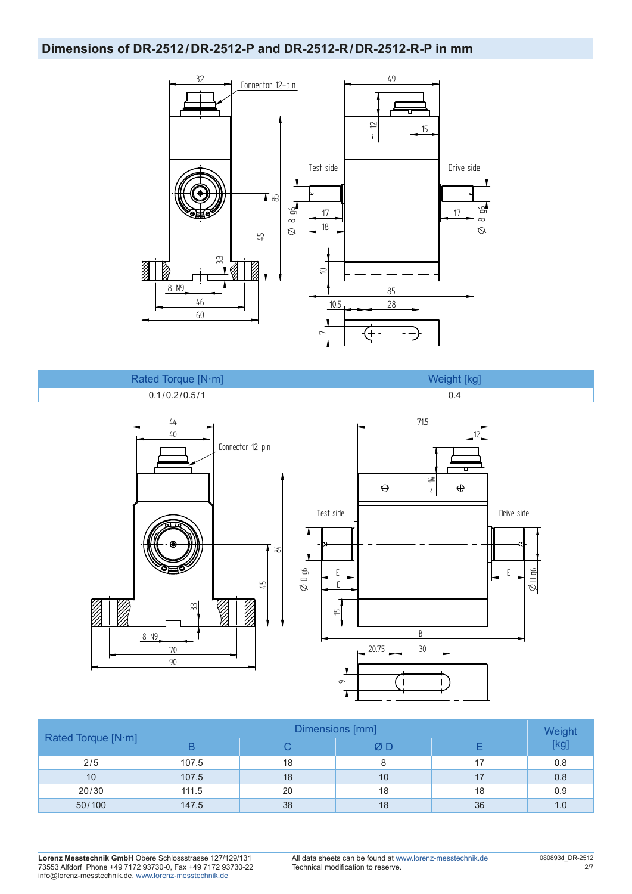## Dimensions of DR-2512 / DR-2512-P and DR-2512-R / DR-2512-R-P in mm

| Rated Torque [N·m] | Weight [kg] |
|---|---|
| 0.1 / 0.2 / 0.5 / 1 | 0.4 |

| Rated Torque [N·m] | Dimensions [mm] | | | | Weight [kg] |
|---|---|---|---|---|---|
| | B | C | Ø D | E | |
| 2 / 5 | 107.5 | 18 | 8 | 17 | 0.8 |
| 10 | 107.5 | 18 | 10 | 17 | 0.8 |
| 20 / 30 | 111.5 | 20 | 18 | 18 | 0.9 |
| 50 / 100 | 147.5 | 38 | 18 | 36 | 1.0 |

**Lorenz Messtechnik GmbH** Obere Schlossstrasse 127/129/131
73553 Alfdorf Phone +49 7172 93730-0, Fax +49 7172 93730-22
info@lorenz-messtechnik.de, www.lorenz-messtechnik.de

All data sheets can be found at www.lorenz-messtechnik.de
Technical modification to reserve.

080893d_DR-2512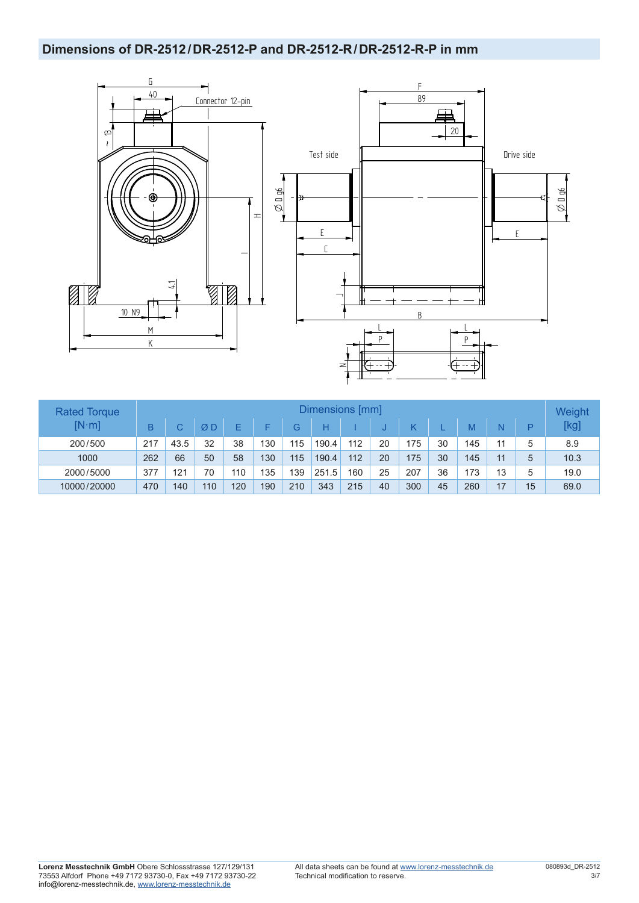## Dimensions of DR-2512 / DR-2512-P and DR-2512-R / DR-2512-R-P in mm

| Rated Torque [N·m] | Dimensions [mm] | | | | | | | | | | | | | | Weight [kg] |
|---|---|---|---|---|---|---|---|---|---|---|---|---|---|---|---|
| | B | C | Ø D | E | F | G | H | I | J | K | L | M | N | P | |
| 200/500 | 217 | 43.5 | 32 | 38 | 130 | 115 | 190.4 | 112 | 20 | 175 | 30 | 145 | 11 | 5 | 8.9 |
| 1000 | 262 | 66 | 50 | 58 | 130 | 115 | 190.4 | 112 | 20 | 175 | 30 | 145 | 11 | 5 | 10.3 |
| 2000/5000 | 377 | 121 | 70 | 110 | 135 | 139 | 251.5 | 160 | 25 | 207 | 36 | 173 | 13 | 5 | 19.0 |
| 10000/20000 | 470 | 140 | 110 | 120 | 190 | 210 | 343 | 215 | 40 | 300 | 45 | 260 | 17 | 15 | 69.0 |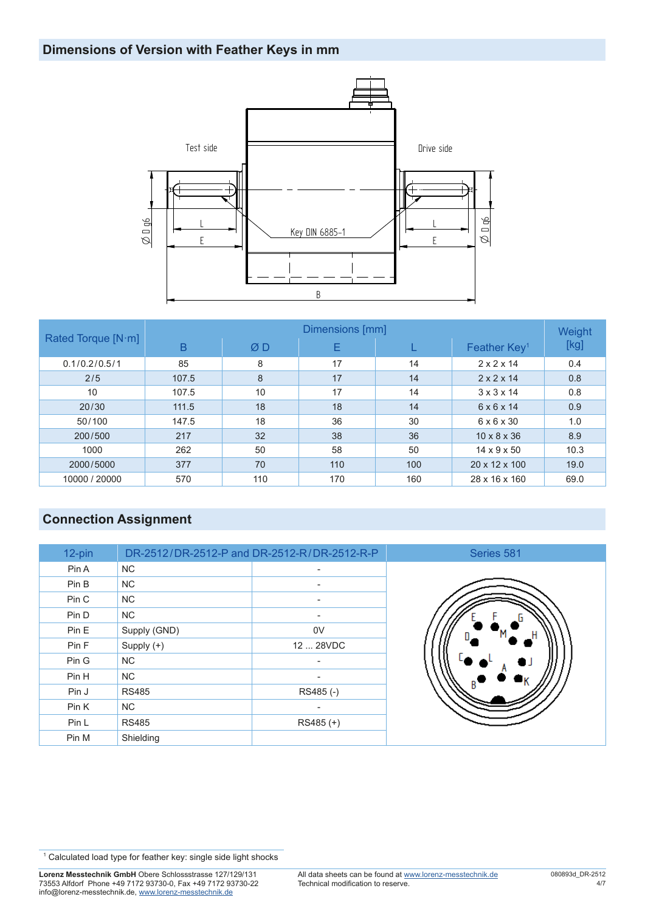## Dimensions of Version with Feather Keys in mm

| Rated Torque [N·m] | Dimensions [mm] | | | | | Weight [kg] |
|---|---|---|---|---|---|---|
| | B | Ø D | E | L | Feather Key[1] | |
| 0.1/0.2/0.5/1 | 85 | 8 | 17 | 14 | 2 x 2 x 14 | 0.4 |
| 2/5 | 107.5 | 8 | 17 | 14 | 2 x 2 x 14 | 0.8 |
| 10 | 107.5 | 10 | 17 | 14 | 3 x 3 x 14 | 0.8 |
| 20/30 | 111.5 | 18 | 18 | 14 | 6 x 6 x 14 | 0.9 |
| 50/100 | 147.5 | 18 | 36 | 30 | 6 x 6 x 30 | 1.0 |
| 200/500 | 217 | 32 | 38 | 36 | 10 x 8 x 36 | 8.9 |
| 1000 | 262 | 50 | 58 | 50 | 14 x 9 x 50 | 10.3 |
| 2000/5000 | 377 | 70 | 110 | 100 | 20 x 12 x 100 | 19.0 |
| 10000 / 20000 | 570 | 110 | 170 | 160 | 28 x 16 x 160 | 69.0 |

## Connection Assignment

| 12-pin | DR-2512/DR-2512-P and DR-2512-R/DR-2512-R-P | |
|---|---|---|
| Pin A | NC | - |
| Pin B | NC | - |
| Pin C | NC | - |
| Pin D | NC | - |
| Pin E | Supply (GND) | 0V |
| Pin F | Supply (+) | 12 ... 28VDC |
| Pin G | NC | - |
| Pin H | NC | - |
| Pin J | RS485 | RS485 (-) |
| Pin K | NC | - |
| Pin L | RS485 | RS485 (+) |
| Pin M | Shielding | |

Series 581

[1] Calculated load type for feather key: single side light shocks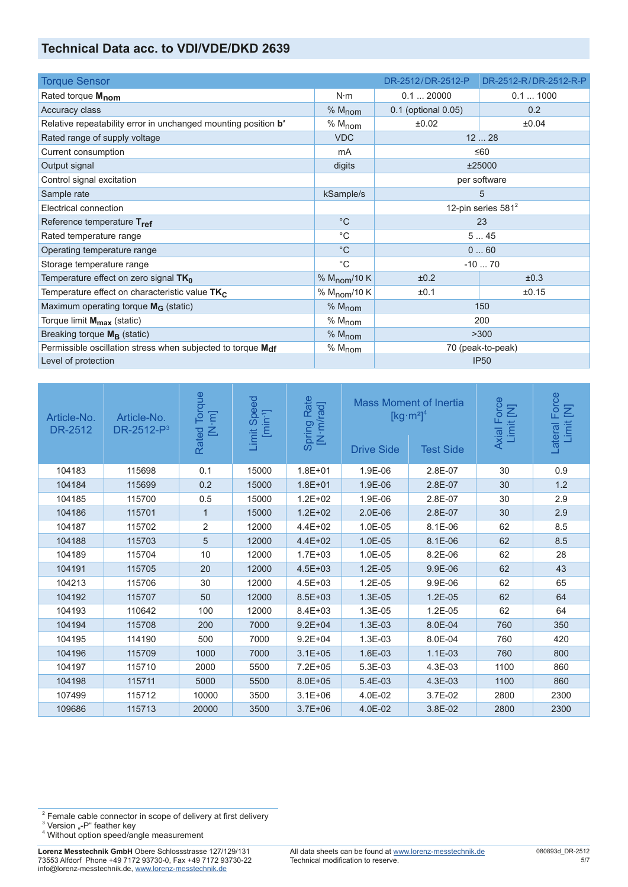## Technical Data acc. to VDI/VDE/DKD 2639

| Torque Sensor | | DR-2512 / DR-2512-P | DR-2512-R / DR-2512-R-P |
|---|---|---|---|
| Rated torque $M_{nom}$ | N·m | 0.1 ... 20000 | 0.1 ... 1000 |
| Accuracy class | % $M_{nom}$ | 0.1 (optional 0.05) | 0.2 |
| Relative repeatability error in unchanged mounting position **b'** | % $M_{nom}$ | ±0.02 | ±0.04 |
| Rated range of supply voltage | VDC | 12 ... 28 | |
| Current consumption | mA | ≤60 | |
| Output signal | digits | ±25000 | |
| Control signal excitation | | per software | |
| Sample rate | kSample/s | 5 | |
| Electrical connection | | 12-pin series 581[2] | |
| Reference temperature $T_{ref}$ | °C | 23 | |
| Rated temperature range | °C | 5 ... 45 | |
| Operating temperature range | °C | 0 ... 60 | |
| Storage temperature range | °C | -10 ... 70 | |
| Temperature effect on zero signal $TK_0$ | % $M_{nom}$/10 K | ±0.2 | ±0.3 |
| Temperature effect on characteristic value $TK_C$ | % $M_{nom}$/10 K | ±0.1 | ±0.15 |
| Maximum operating torque $M_G$ (static) | % $M_{nom}$ | 150 | |
| Torque limit $M_{max}$ (static) | % $M_{nom}$ | 200 | |
| Breaking torque $M_B$ (static) | % $M_{nom}$ | >300 | |
| Permissible oscillation stress when subjected to torque $M_{df}$ | % $M_{nom}$ | 70 (peak-to-peak) | |
| Level of protection | | IP50 | |

| Article-No. DR-2512 | Article-No. DR-2512-P[3] | Rated Torque [N·m] | Limit Speed [min⁻¹] | Spring Rate [N·m/rad] | Mass Moment of Inertia [kg·m²][4] | | Axial Force Limit [N] | Lateral Force Limit [N] |
|---|---|---|---|---|---|---|---|---|
| | | | | | Drive Side | Test Side | | |
| 104183 | 115698 | 0.1 | 15000 | 1.8E+01 | 1.9E-06 | 2.8E-07 | 30 | 0.9 |
| 104184 | 115699 | 0.2 | 15000 | 1.8E+01 | 1.9E-06 | 2.8E-07 | 30 | 1.2 |
| 104185 | 115700 | 0.5 | 15000 | 1.2E+02 | 1.9E-06 | 2.8E-07 | 30 | 2.9 |
| 104186 | 115701 | 1 | 15000 | 1.2E+02 | 2.0E-06 | 2.8E-07 | 30 | 2.9 |
| 104187 | 115702 | 2 | 12000 | 4.4E+02 | 1.0E-05 | 8.1E-06 | 62 | 8.5 |
| 104188 | 115703 | 5 | 12000 | 4.4E+02 | 1.0E-05 | 8.1E-06 | 62 | 8.5 |
| 104189 | 115704 | 10 | 12000 | 1.7E+03 | 1.0E-05 | 8.2E-06 | 62 | 28 |
| 104191 | 115705 | 20 | 12000 | 4.5E+03 | 1.2E-05 | 9.9E-06 | 62 | 43 |
| 104213 | 115706 | 30 | 12000 | 4.5E+03 | 1.2E-05 | 9.9E-06 | 62 | 65 |
| 104192 | 115707 | 50 | 12000 | 8.5E+03 | 1.3E-05 | 1.2E-05 | 62 | 64 |
| 104193 | 110642 | 100 | 12000 | 8.4E+03 | 1.3E-05 | 1.2E-05 | 62 | 64 |
| 104194 | 115708 | 200 | 7000 | 9.2E+04 | 1.3E-03 | 8.0E-04 | 760 | 350 |
| 104195 | 114190 | 500 | 7000 | 9.2E+04 | 1.3E-03 | 8.0E-04 | 760 | 420 |
| 104196 | 115709 | 1000 | 7000 | 3.1E+05 | 1.6E-03 | 1.1E-03 | 760 | 800 |
| 104197 | 115710 | 2000 | 5500 | 7.2E+05 | 5.3E-03 | 4.3E-03 | 1100 | 860 |
| 104198 | 115711 | 5000 | 5500 | 8.0E+05 | 5.4E-03 | 4.3E-03 | 1100 | 860 |
| 107499 | 115712 | 10000 | 3500 | 3.1E+06 | 4.0E-02 | 3.7E-02 | 2800 | 2300 |
| 109686 | 115713 | 20000 | 3500 | 3.7E+06 | 4.0E-02 | 3.8E-02 | 2800 | 2300 |

[2] Female cable connector in scope of delivery at first delivery
[3] Version „-P" feather key
[4] Without option speed/angle measurement

**Lorenz Messtechnik GmbH** Obere Schlossstrasse 127/129/131
73553 Alfdorf Phone +49 7172 93730-0, Fax +49 7172 93730-22
info@lorenz-messtechnik.de, www.lorenz-messtechnik.de

All data sheets can be found at www.lorenz-messtechnik.de
Technical modification to reserve.

080893d_DR-2512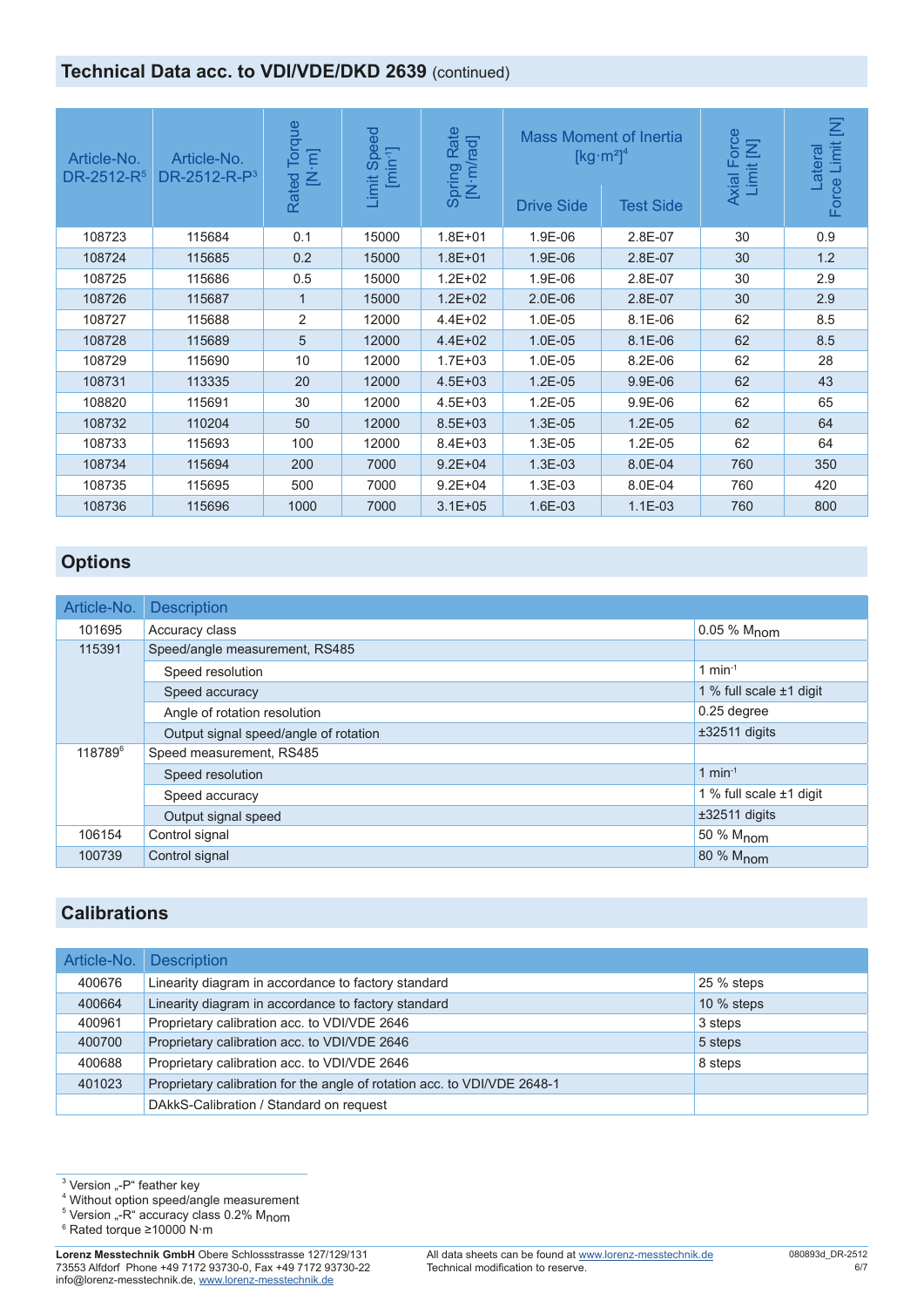## Technical Data acc. to VDI/VDE/DKD 2639 (continued)

| Article-No. DR-2512-R[5] | Article-No. DR-2512-R-P[3] | Rated Torque [N·m] | Limit Speed [min$^{-1}$] | Spring Rate [N·m/rad] | Mass Moment of Inertia [kg·m²][4] | | Axial Force Limit [N] | Lateral Force Limit [N] |
|---|---|---|---|---|---|---|---|---|
| | | | | | Drive Side | Test Side | | |
| 108723 | 115684 | 0.1 | 15000 | 1.8E+01 | 1.9E-06 | 2.8E-07 | 30 | 0.9 |
| 108724 | 115685 | 0.2 | 15000 | 1.8E+01 | 1.9E-06 | 2.8E-07 | 30 | 1.2 |
| 108725 | 115686 | 0.5 | 15000 | 1.2E+02 | 1.9E-06 | 2.8E-07 | 30 | 2.9 |
| 108726 | 115687 | 1 | 15000 | 1.2E+02 | 2.0E-06 | 2.8E-07 | 30 | 2.9 |
| 108727 | 115688 | 2 | 12000 | 4.4E+02 | 1.0E-05 | 8.1E-06 | 62 | 8.5 |
| 108728 | 115689 | 5 | 12000 | 4.4E+02 | 1.0E-05 | 8.1E-06 | 62 | 8.5 |
| 108729 | 115690 | 10 | 12000 | 1.7E+03 | 1.0E-05 | 8.2E-06 | 62 | 28 |
| 108731 | 113335 | 20 | 12000 | 4.5E+03 | 1.2E-05 | 9.9E-06 | 62 | 43 |
| 108820 | 115691 | 30 | 12000 | 4.5E+03 | 1.2E-05 | 9.9E-06 | 62 | 65 |
| 108732 | 110204 | 50 | 12000 | 8.5E+03 | 1.3E-05 | 1.2E-05 | 62 | 64 |
| 108733 | 115693 | 100 | 12000 | 8.4E+03 | 1.3E-05 | 1.2E-05 | 62 | 64 |
| 108734 | 115694 | 200 | 7000 | 9.2E+04 | 1.3E-03 | 8.0E-04 | 760 | 350 |
| 108735 | 115695 | 500 | 7000 | 9.2E+04 | 1.3E-03 | 8.0E-04 | 760 | 420 |
| 108736 | 115696 | 1000 | 7000 | 3.1E+05 | 1.6E-03 | 1.1E-03 | 760 | 800 |

## Options

| Article-No. | Description | |
|---|---|---|
| 101695 | Accuracy class | 0.05 % $M_{nom}$ |
| 115391 | Speed/angle measurement, RS485 | |
| | Speed resolution | 1 min$^{-1}$ |
| | Speed accuracy | 1 % full scale ±1 digit |
| | Angle of rotation resolution | 0.25 degree |
| | Output signal speed/angle of rotation | ±32511 digits |
| 118789[6] | Speed measurement, RS485 | |
| | Speed resolution | 1 min$^{-1}$ |
| | Speed accuracy | 1 % full scale ±1 digit |
| | Output signal speed | ±32511 digits |
| 106154 | Control signal | 50 % $M_{nom}$ |
| 100739 | Control signal | 80 % $M_{nom}$ |

## Calibrations

| Article-No. | Description | |
|---|---|---|
| 400676 | Linearity diagram in accordance to factory standard | 25 % steps |
| 400664 | Linearity diagram in accordance to factory standard | 10 % steps |
| 400961 | Proprietary calibration acc. to VDI/VDE 2646 | 3 steps |
| 400700 | Proprietary calibration acc. to VDI/VDE 2646 | 5 steps |
| 400688 | Proprietary calibration acc. to VDI/VDE 2646 | 8 steps |
| 401023 | Proprietary calibration for the angle of rotation acc. to VDI/VDE 2648-1 | |
| | DAkkS-Calibration / Standard on request | |

[3] Version „-P“ feather key
[4] Without option speed/angle measurement
[5] Version „-R“ accuracy class 0.2% $M_{nom}$
[6] Rated torque ≥10000 N·m

**Lorenz Messtechnik GmbH** Obere Schlossstrasse 127/129/131
73553 Alfdorf Phone +49 7172 93730-0, Fax +49 7172 93730-22
info@lorenz-messtechnik.de, www.lorenz-messtechnik.de

All data sheets can be found at www.lorenz-messtechnik.de
Technical modification to reserve.

080893d_DR-2512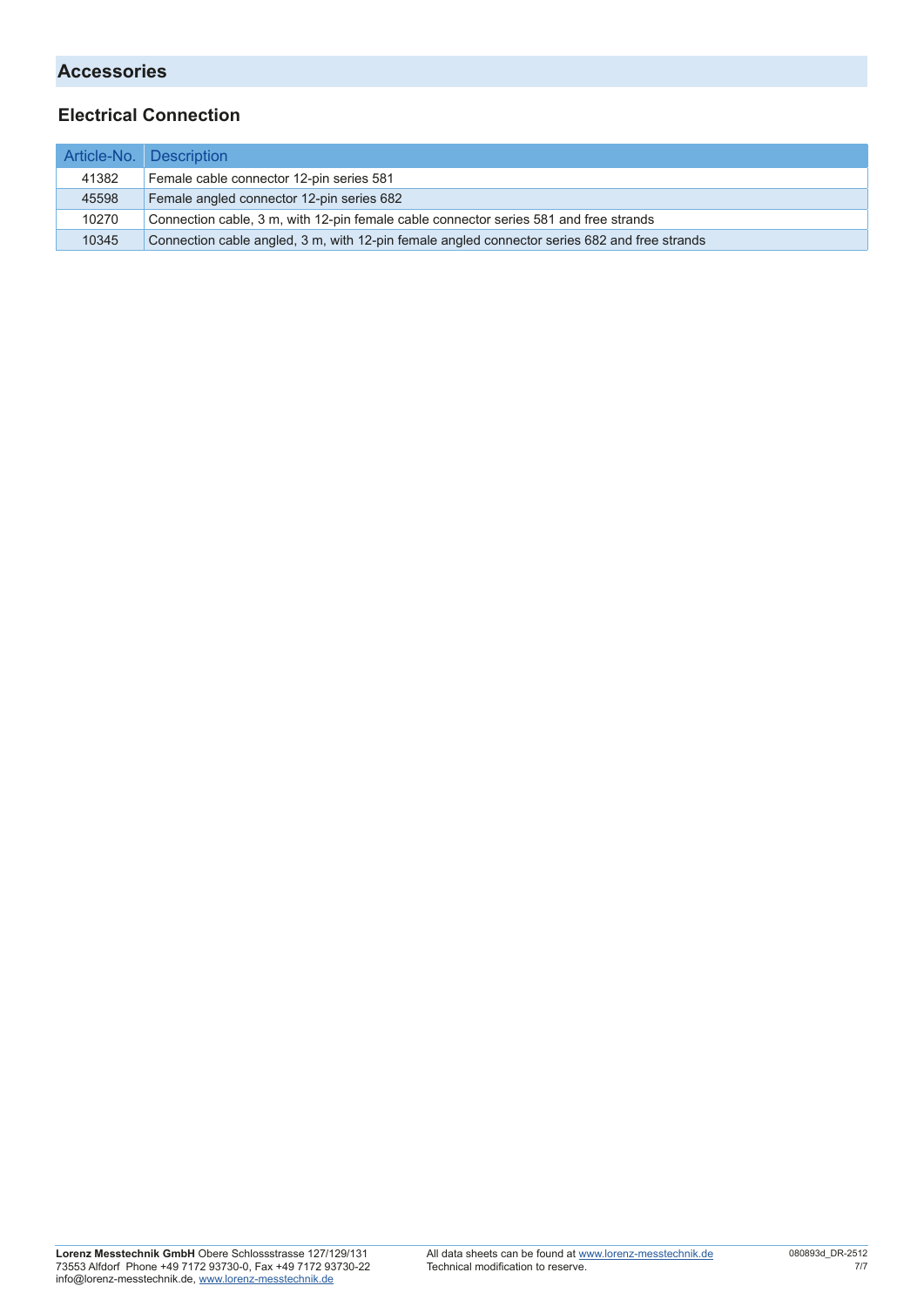## Accessories

### Electrical Connection

| Article-No. | Description |
|---|---|
| 41382 | Female cable connector 12-pin series 581 |
| 45598 | Female angled connector 12-pin series 682 |
| 10270 | Connection cable, 3 m, with 12-pin female cable connector series 581 and free strands |
| 10345 | Connection cable angled, 3 m, with 12-pin female angled connector series 682 and free strands |